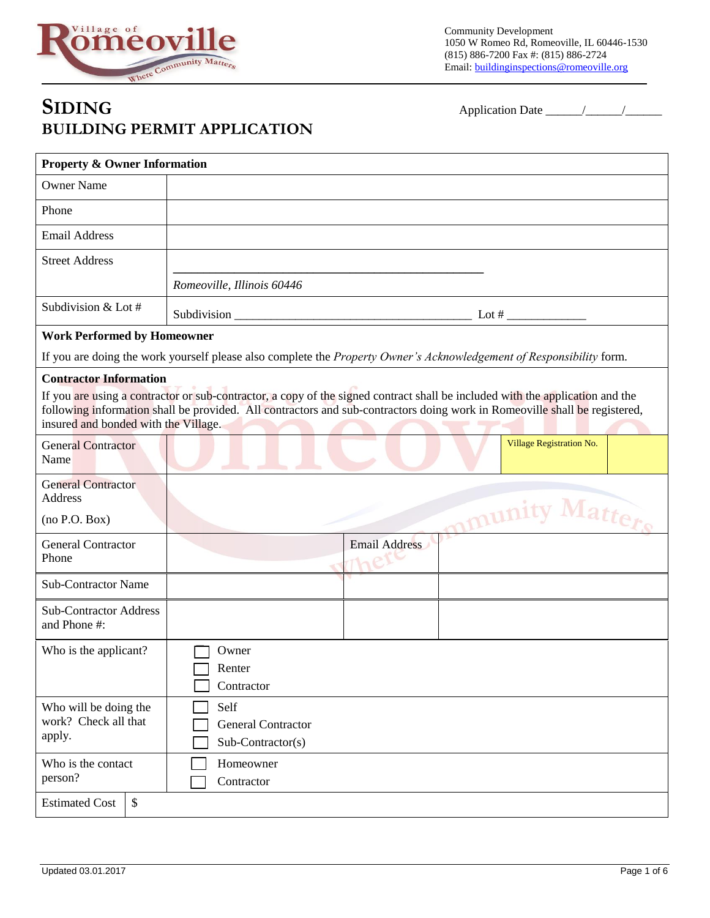Village of Romeoville — Where Community Matters

Community Development
1050 W Romeo Rd, Romeoville, IL 60446-1530
(815) 886-7200 Fax #: (815) 886-2724
Email: buildinginspections@romeoville.org

# SIDING
## BUILDING PERMIT APPLICATION

Application Date ______/______/______

| **Property & Owner Information** | |
|---|---|
| Owner Name | |
| Phone | |
| Email Address | |
| Street Address | ______________________________________________ *Romeoville, Illinois 60446* |
| Subdivision & Lot # | Subdivision ____________________________________ Lot # ____________ |

**Work Performed by Homeowner**

If you are doing the work yourself please also complete the *Property Owner's Acknowledgement of Responsibility* form.

**Contractor Information**

If you are using a contractor or sub-contractor, a copy of the signed contract shall be included with the application and the following information shall be provided. All contractors and sub-contractors doing work in Romeoville shall be registered, insured and bonded with the Village.

| | | | |
|---|---|---|---|
| General Contractor Name | | Village Registration No. | |
| General Contractor Address (no P.O. Box) | | | |
| General Contractor Phone | | Email Address | |
| Sub-Contractor Name | | | |
| Sub-Contractor Address and Phone #: | | | |

| | |
|---|---|
| Who is the applicant? | ☐ Owner<br>☐ Renter<br>☐ Contractor |
| Who will be doing the work? Check all that apply. | ☐ Self<br>☐ General Contractor<br>☐ Sub-Contractor(s) |
| Who is the contact person? | ☐ Homeowner<br>☐ Contractor |
| Estimated Cost | $ |

Updated 03.01.2017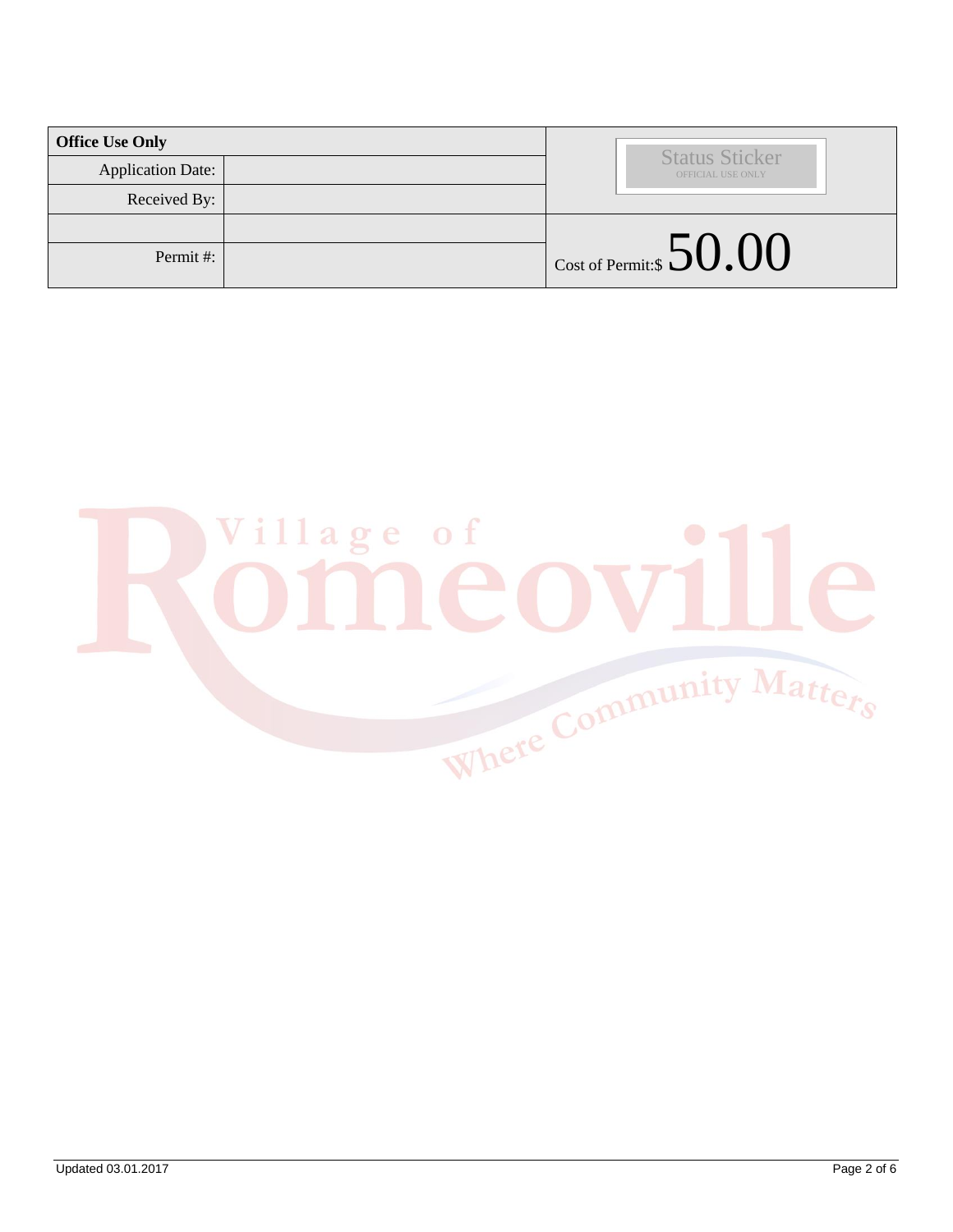| Office Use Only | | Status Sticker OFFICIAL USE ONLY |
|---|---|---|
| Application Date: | | |
| Received By: | | |
| | | Cost of Permit:$ 50.00 |
| Permit #: | | |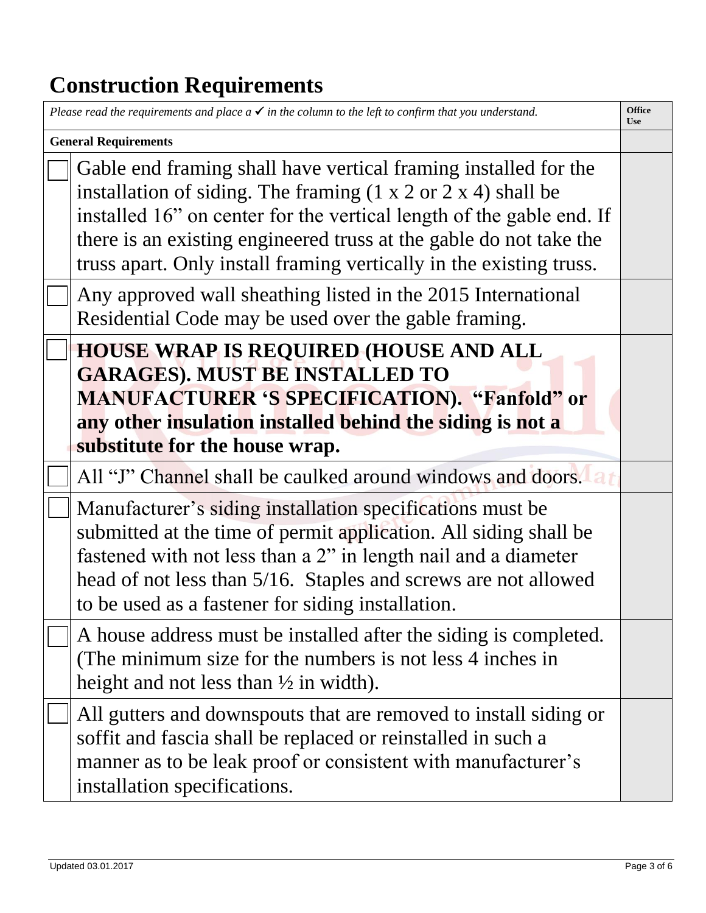# Construction Requirements

| | *Please read the requirements and place a ✓ in the column to the left to confirm that you understand.* | **Office Use** |
|---|---|---|
| | **General Requirements** | |
| ☐ | Gable end framing shall have vertical framing installed for the installation of siding. The framing (1 x 2 or 2 x 4) shall be installed 16" on center for the vertical length of the gable end. If there is an existing engineered truss at the gable do not take the truss apart. Only install framing vertically in the existing truss. | |
| ☐ | Any approved wall sheathing listed in the 2015 International Residential Code may be used over the gable framing. | |
| ☐ | **HOUSE WRAP IS REQUIRED (HOUSE AND ALL GARAGES). MUST BE INSTALLED TO MANUFACTURER 'S SPECIFICATION). "Fanfold" or any other insulation installed behind the siding is not a substitute for the house wrap.** | |
| ☐ | All "J" Channel shall be caulked around windows and doors. | |
| ☐ | Manufacturer's siding installation specifications must be submitted at the time of permit application. All siding shall be fastened with not less than a 2" in length nail and a diameter head of not less than 5/16. Staples and screws are not allowed to be used as a fastener for siding installation. | |
| ☐ | A house address must be installed after the siding is completed. (The minimum size for the numbers is not less 4 inches in height and not less than ½ in width). | |
| ☐ | All gutters and downspouts that are removed to install siding or soffit and fascia shall be replaced or reinstalled in such a manner as to be leak proof or consistent with manufacturer's installation specifications. | |

Updated 03.01.2017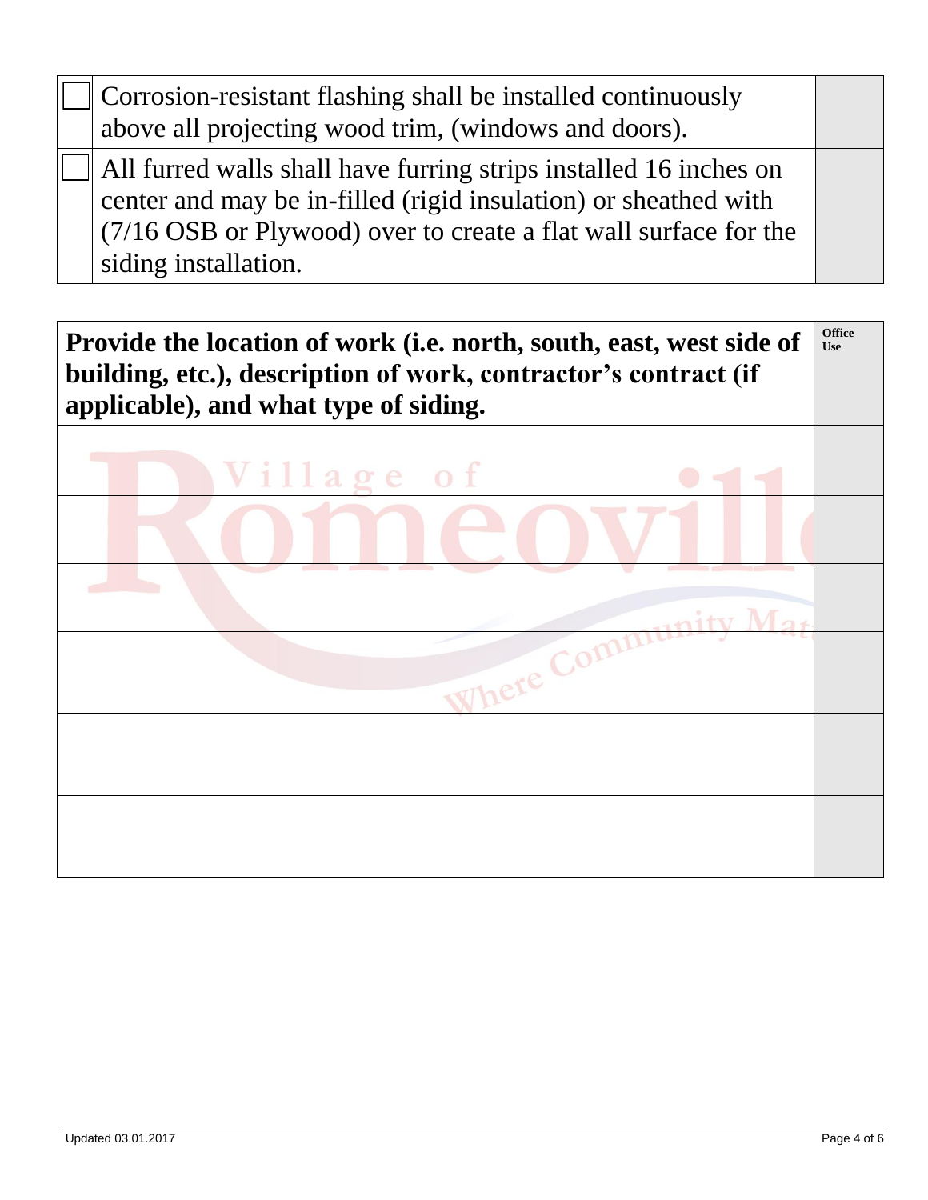| | | |
|---|---|---|
| ☐ | Corrosion-resistant flashing shall be installed continuously above all projecting wood trim, (windows and doors). | |
| ☐ | All furred walls shall have furring strips installed 16 inches on center and may be in-filled (rigid insulation) or sheathed with (7/16 OSB or Plywood) over to create a flat wall surface for the siding installation. | |

| **Provide the location of work (i.e. north, south, east, west side of building, etc.), description of work, contractor's contract (if applicable), and what type of siding.** | **Office Use** |
|---|---|
| | |
| | |
| | |
| | |
| | |
| | |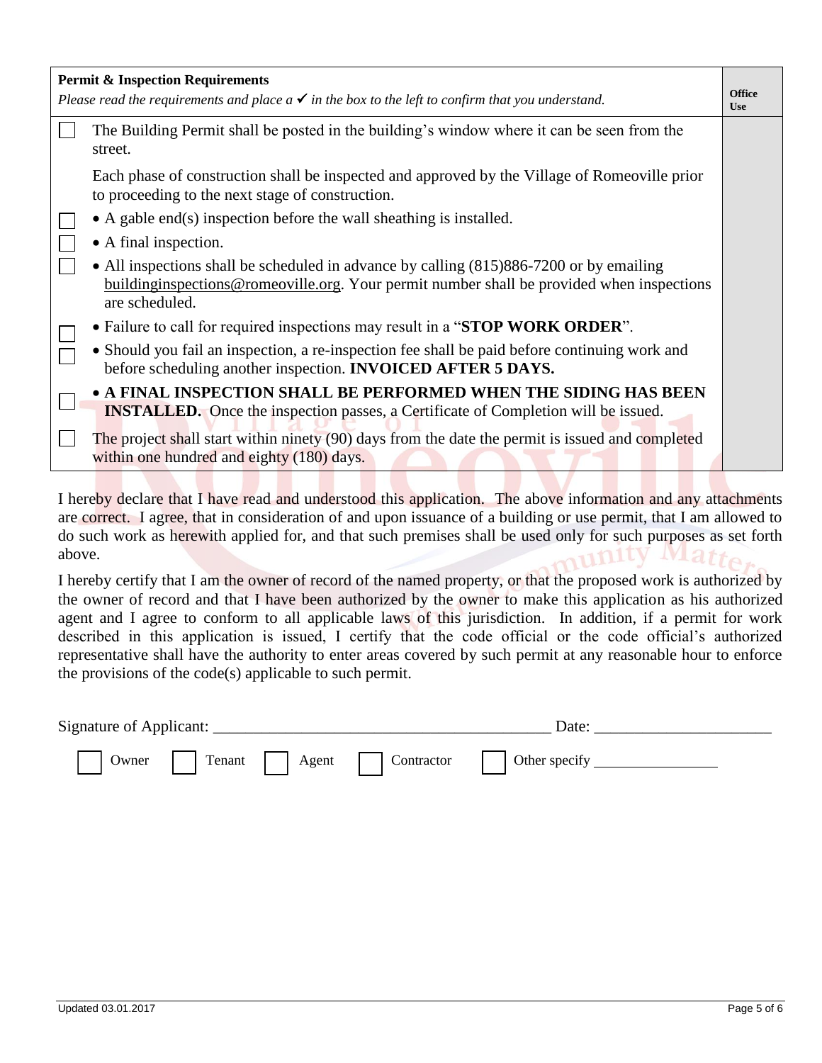| **Permit & Inspection Requirements**<br>*Please read the requirements and place a ✔ in the box to the left to confirm that you understand.* | **Office Use** |
|---|---|
| ☐ The Building Permit shall be posted in the building's window where it can be seen from the street. | |
| Each phase of construction shall be inspected and approved by the Village of Romeoville prior to proceeding to the next stage of construction. | |
| ☐ • A gable end(s) inspection before the wall sheathing is installed. | |
| ☐ • A final inspection. | |
| ☐ • All inspections shall be scheduled in advance by calling (815)886-7200 or by emailing buildinginspections@romeoville.org. Your permit number shall be provided when inspections are scheduled. | |
| ☐ • Failure to call for required inspections may result in a "**STOP WORK ORDER**". | |
| ☐ • Should you fail an inspection, a re-inspection fee shall be paid before continuing work and before scheduling another inspection. **INVOICED AFTER 5 DAYS.** | |
| ☐ • **A FINAL INSPECTION SHALL BE PERFORMED WHEN THE SIDING HAS BEEN INSTALLED.** Once the inspection passes, a Certificate of Completion will be issued. | |
| ☐ The project shall start within ninety (90) days from the date the permit is issued and completed within one hundred and eighty (180) days. | |

I hereby declare that I have read and understood this application. The above information and any attachments are correct. I agree, that in consideration of and upon issuance of a building or use permit, that I am allowed to do such work as herewith applied for, and that such premises shall be used only for such purposes as set forth above.

I hereby certify that I am the owner of record of the named property, or that the proposed work is authorized by the owner of record and that I have been authorized by the owner to make this application as his authorized agent and I agree to conform to all applicable laws of this jurisdiction. In addition, if a permit for work described in this application is issued, I certify that the code official or the code official's authorized representative shall have the authority to enter areas covered by such permit at any reasonable hour to enforce the provisions of the code(s) applicable to such permit.

Signature of Applicant: ________________________________________ Date: ____________________

☐ Owner ☐ Tenant ☐ Agent ☐ Contractor ☐ Other specify _______________

Updated 03.01.2017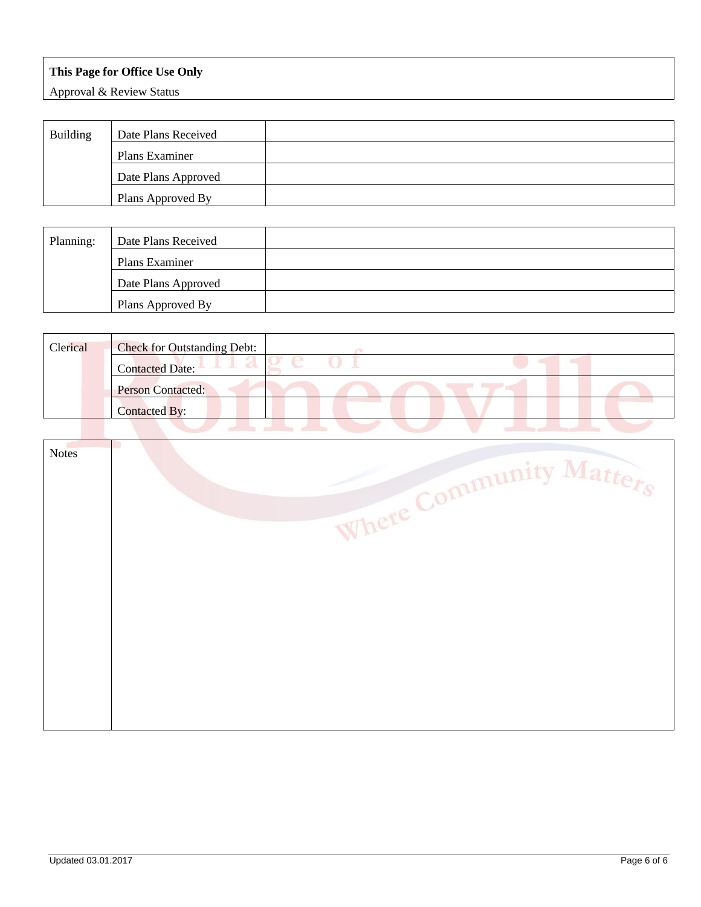**This Page for Office Use Only**

Approval & Review Status

| | | |
|---|---|---|
| Building | Date Plans Received | |
| | Plans Examiner | |
| | Date Plans Approved | |
| | Plans Approved By | |

| | | |
|---|---|---|
| Planning: | Date Plans Received | |
| | Plans Examiner | |
| | Date Plans Approved | |
| | Plans Approved By | |

| | | |
|---|---|---|
| Clerical | Check for Outstanding Debt: | |
| | Contacted Date: | |
| | Person Contacted: | |
| | Contacted By: | |

| | |
|---|---|
| Notes | |

Updated 03.01.2017